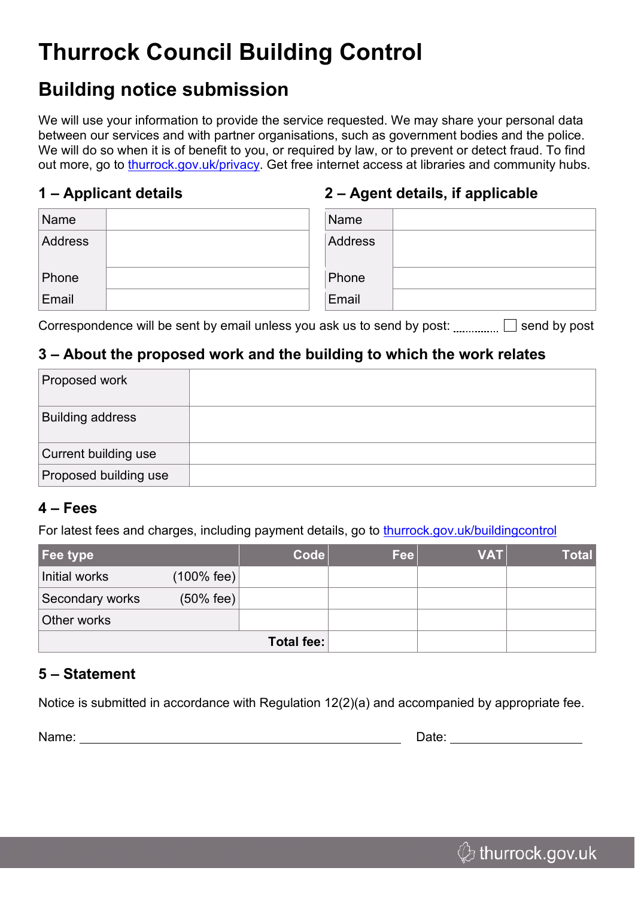# Thurrock Council Building Control

## Building notice submission

We will use your information to provide the service requested. We may share your personal data between our services and with partner organisations, such as government bodies and the police. We will do so when it is of benefit to you, or required by law, or to prevent or detect fraud. To find out more, go to thurrock.gov.uk/privacy. Get free internet access at libraries and community hubs.

### 1 – Applicant details

| | |
|---|---|
| Name | |
| Address | |
| Phone | |
| Email | |

### 2 – Agent details, if applicable

| | |
|---|---|
| Name | |
| Address | |
| Phone | |
| Email | |

Correspondence will be sent by email unless you ask us to send by post: ☐ send by post

### 3 – About the proposed work and the building to which the work relates

| | |
|---|---|
| Proposed work | |
| Building address | |
| Current building use | |
| Proposed building use | |

### 4 – Fees

For latest fees and charges, including payment details, go to thurrock.gov.uk/buildingcontrol

| Fee type | Code | Fee | VAT | Total |
|---|---|---|---|---|
| Initial works (100% fee) | | | | |
| Secondary works (50% fee) | | | | |
| Other works | | | | |
| **Total fee:** | | | | |

### 5 – Statement

Notice is submitted in accordance with Regulation 12(2)(a) and accompanied by appropriate fee.

Name: ______________________________ Date: ______________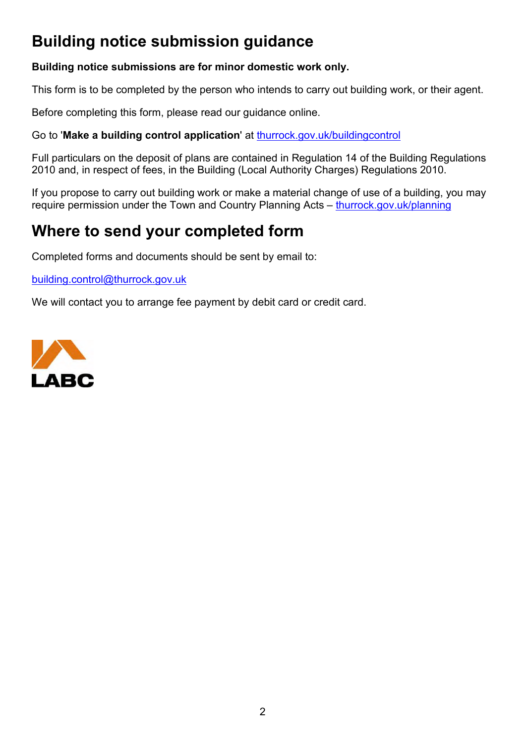# Building notice submission guidance

**Building notice submissions are for minor domestic work only.**

This form is to be completed by the person who intends to carry out building work, or their agent.

Before completing this form, please read our guidance online.

Go to '**Make a building control application**' at [thurrock.gov.uk/buildingcontrol](thurrock.gov.uk/buildingcontrol)

Full particulars on the deposit of plans are contained in Regulation 14 of the Building Regulations 2010 and, in respect of fees, in the Building (Local Authority Charges) Regulations 2010.

If you propose to carry out building work or make a material change of use of a building, you may require permission under the Town and Country Planning Acts – [thurrock.gov.uk/planning](thurrock.gov.uk/planning)

# Where to send your completed form

Completed forms and documents should be sent by email to:

[building.control@thurrock.gov.uk](mailto:building.control@thurrock.gov.uk)

We will contact you to arrange fee payment by debit card or credit card.

LABC